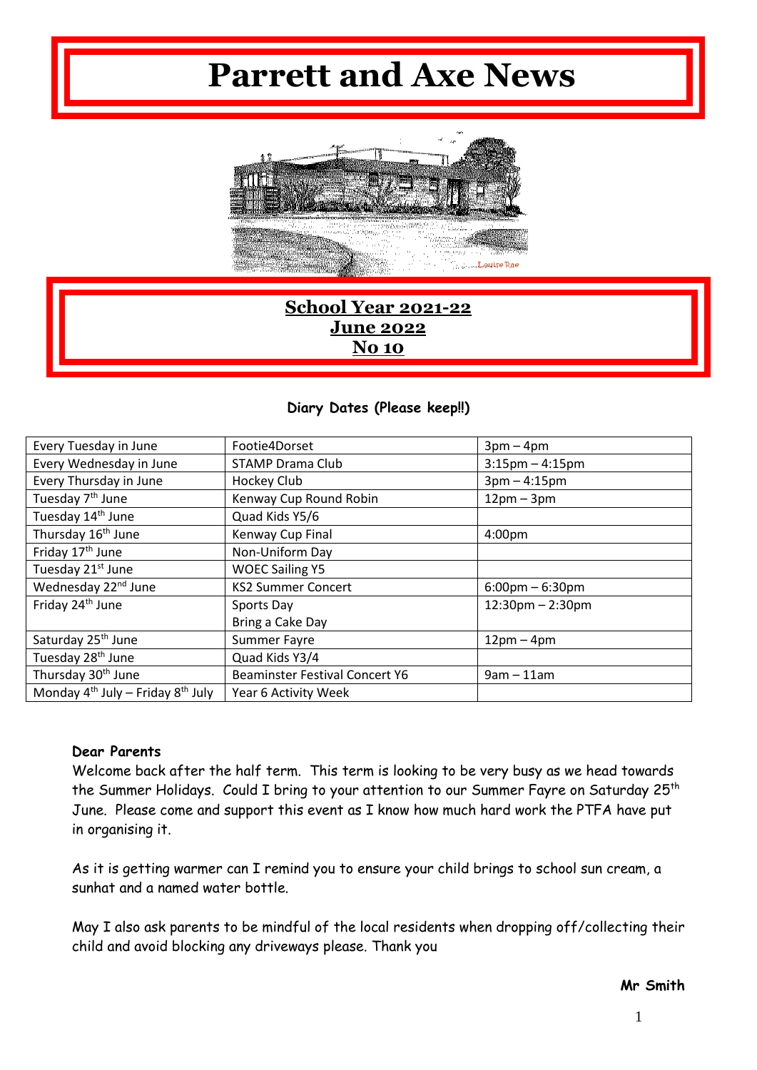# Parrett and Axe News

## School Year 2021-22
## June 2022
## No 10

**Diary Dates (Please keep!!)**

| | | |
|---|---|---|
| Every Tuesday in June | Footie4Dorset | 3pm – 4pm |
| Every Wednesday in June | STAMP Drama Club | 3:15pm – 4:15pm |
| Every Thursday in June | Hockey Club | 3pm – 4:15pm |
| Tuesday 7th June | Kenway Cup Round Robin | 12pm – 3pm |
| Tuesday 14th June | Quad Kids Y5/6 | |
| Thursday 16th June | Kenway Cup Final | 4:00pm |
| Friday 17th June | Non-Uniform Day | |
| Tuesday 21st June | WOEC Sailing Y5 | |
| Wednesday 22nd June | KS2 Summer Concert | 6:00pm – 6:30pm |
| Friday 24th June | Sports Day<br>Bring a Cake Day | 12:30pm – 2:30pm |
| Saturday 25th June | Summer Fayre | 12pm – 4pm |
| Tuesday 28th June | Quad Kids Y3/4 | |
| Thursday 30th June | Beaminster Festival Concert Y6 | 9am – 11am |
| Monday 4th July – Friday 8th July | Year 6 Activity Week | |

**Dear Parents**

Welcome back after the half term. This term is looking to be very busy as we head towards the Summer Holidays. Could I bring to your attention to our Summer Fayre on Saturday 25th June. Please come and support this event as I know how much hard work the PTFA have put in organising it.

As it is getting warmer can I remind you to ensure your child brings to school sun cream, a sunhat and a named water bottle.

May I also ask parents to be mindful of the local residents when dropping off/collecting their child and avoid blocking any driveways please. Thank you

**Mr Smith**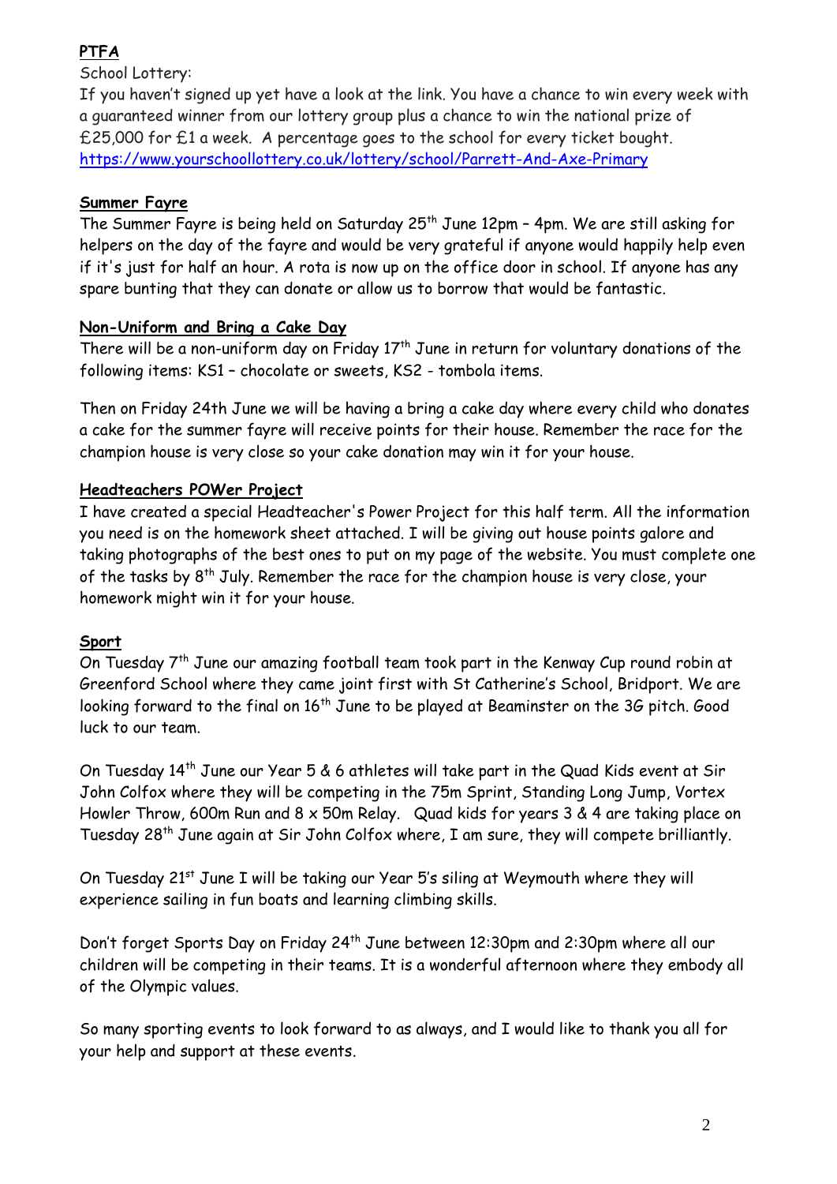## PTFA

School Lottery:

If you haven't signed up yet have a look at the link. You have a chance to win every week with a guaranteed winner from our lottery group plus a chance to win the national prize of £25,000 for £1 a week. A percentage goes to the school for every ticket bought.
https://www.yourschoollottery.co.uk/lottery/school/Parrett-And-Axe-Primary

## Summer Fayre

The Summer Fayre is being held on Saturday 25th June 12pm – 4pm. We are still asking for helpers on the day of the fayre and would be very grateful if anyone would happily help even if it's just for half an hour. A rota is now up on the office door in school. If anyone has any spare bunting that they can donate or allow us to borrow that would be fantastic.

## Non-Uniform and Bring a Cake Day

There will be a non-uniform day on Friday 17th June in return for voluntary donations of the following items: KS1 – chocolate or sweets, KS2 - tombola items.

Then on Friday 24th June we will be having a bring a cake day where every child who donates a cake for the summer fayre will receive points for their house. Remember the race for the champion house is very close so your cake donation may win it for your house.

## Headteachers POWer Project

I have created a special Headteacher's Power Project for this half term. All the information you need is on the homework sheet attached. I will be giving out house points galore and taking photographs of the best ones to put on my page of the website. You must complete one of the tasks by 8th July. Remember the race for the champion house is very close, your homework might win it for your house.

## Sport

On Tuesday 7th June our amazing football team took part in the Kenway Cup round robin at Greenford School where they came joint first with St Catherine's School, Bridport. We are looking forward to the final on 16th June to be played at Beaminster on the 3G pitch. Good luck to our team.

On Tuesday 14th June our Year 5 & 6 athletes will take part in the Quad Kids event at Sir John Colfox where they will be competing in the 75m Sprint, Standing Long Jump, Vortex Howler Throw, 600m Run and 8 x 50m Relay. Quad kids for years 3 & 4 are taking place on Tuesday 28th June again at Sir John Colfox where, I am sure, they will compete brilliantly.

On Tuesday 21st June I will be taking our Year 5's siling at Weymouth where they will experience sailing in fun boats and learning climbing skills.

Don't forget Sports Day on Friday 24th June between 12:30pm and 2:30pm where all our children will be competing in their teams. It is a wonderful afternoon where they embody all of the Olympic values.

So many sporting events to look forward to as always, and I would like to thank you all for your help and support at these events.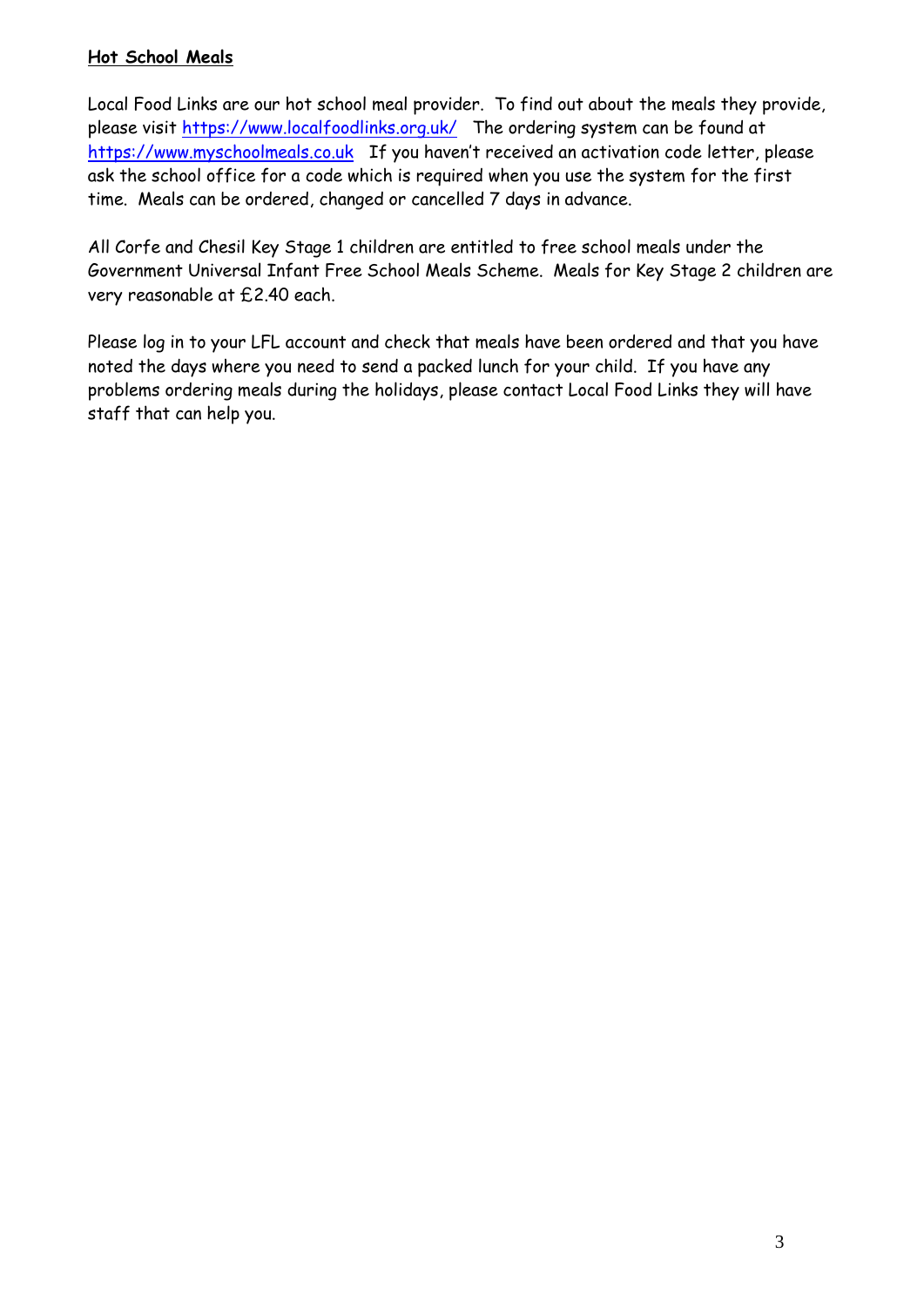**Hot School Meals**

Local Food Links are our hot school meal provider. To find out about the meals they provide, please visit https://www.localfoodlinks.org.uk/ The ordering system can be found at https://www.myschoolmeals.co.uk If you haven't received an activation code letter, please ask the school office for a code which is required when you use the system for the first time. Meals can be ordered, changed or cancelled 7 days in advance.

All Corfe and Chesil Key Stage 1 children are entitled to free school meals under the Government Universal Infant Free School Meals Scheme. Meals for Key Stage 2 children are very reasonable at £2.40 each.

Please log in to your LFL account and check that meals have been ordered and that you have noted the days where you need to send a packed lunch for your child. If you have any problems ordering meals during the holidays, please contact Local Food Links they will have staff that can help you.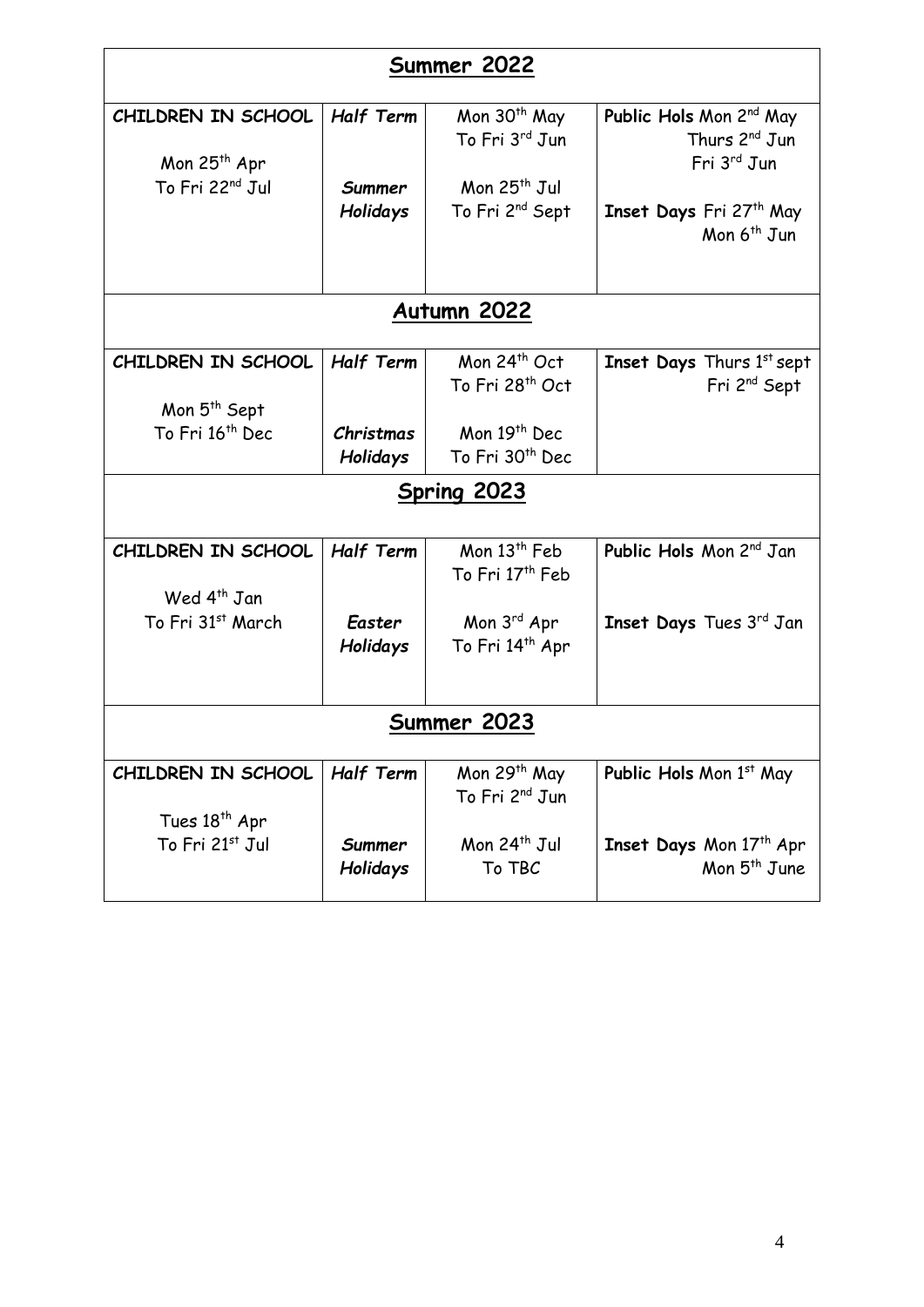## Summer 2022

| | | | |
|---|---|---|---|
| **CHILDREN IN SCHOOL**<br><br>Mon 25th Apr<br>To Fri 22nd Jul | ***Half Term***<br><br><br>***Summer Holidays*** | Mon 30th May<br>To Fri 3rd Jun<br><br>Mon 25th Jul<br>To Fri 2nd Sept | **Public Hols** Mon 2nd May<br>Thurs 2nd Jun<br>Fri 3rd Jun<br><br>**Inset Days** Fri 27th May<br>Mon 6th Jun |

## Autumn 2022

| | | | |
|---|---|---|---|
| **CHILDREN IN SCHOOL**<br><br>Mon 5th Sept<br>To Fri 16th Dec | ***Half Term***<br><br><br>***Christmas Holidays*** | Mon 24th Oct<br>To Fri 28th Oct<br><br>Mon 19th Dec<br>To Fri 30th Dec | **Inset Days** Thurs 1st sept<br>Fri 2nd Sept |

## Spring 2023

| | | | |
|---|---|---|---|
| **CHILDREN IN SCHOOL**<br><br>Wed 4th Jan<br>To Fri 31st March | ***Half Term***<br><br><br>***Easter Holidays*** | Mon 13th Feb<br>To Fri 17th Feb<br><br>Mon 3rd Apr<br>To Fri 14th Apr | **Public Hols** Mon 2nd Jan<br><br>**Inset Days** Tues 3rd Jan |

## Summer 2023

| | | | |
|---|---|---|---|
| **CHILDREN IN SCHOOL**<br><br>Tues 18th Apr<br>To Fri 21st Jul | ***Half Term***<br><br><br>***Summer Holidays*** | Mon 29th May<br>To Fri 2nd Jun<br><br>Mon 24th Jul<br>To TBC | **Public Hols** Mon 1st May<br><br>**Inset Days** Mon 17th Apr<br>Mon 5th June |